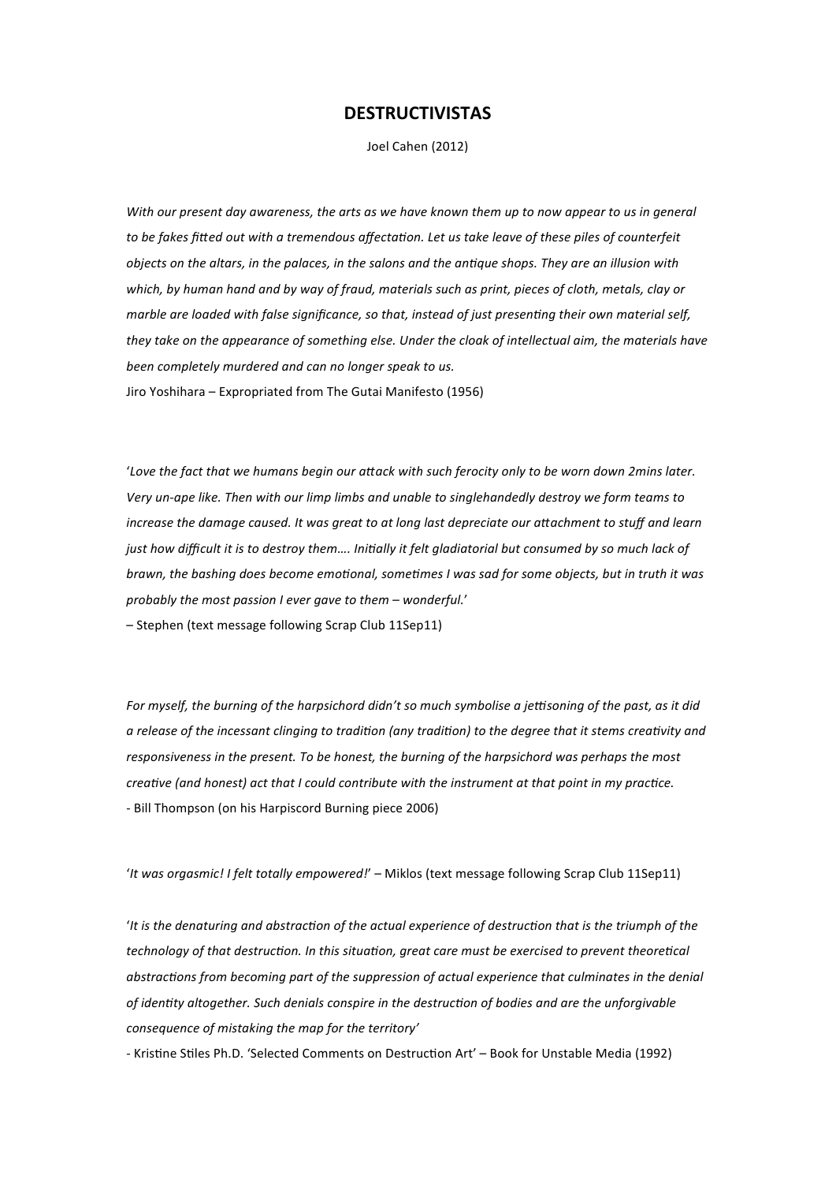# DESTRUCTIVISTAS

Joel Cahen (2012)

*With our present day awareness, the arts as we have known them up to now appear to us in general to be fakes fitted out with a tremendous affectation. Let us take leave of these piles of counterfeit objects on the altars, in the palaces, in the salons and the antique shops. They are an illusion with which, by human hand and by way of fraud, materials such as print, pieces of cloth, metals, clay or marble are loaded with false significance, so that, instead of just presenting their own material self, they take on the appearance of something else. Under the cloak of intellectual aim, the materials have been completely murdered and can no longer speak to us.*
Jiro Yoshihara – Expropriated from The Gutai Manifesto (1956)

'*Love the fact that we humans begin our attack with such ferocity only to be worn down 2mins later. Very un-ape like. Then with our limp limbs and unable to singlehandedly destroy we form teams to increase the damage caused. It was great to at long last depreciate our attachment to stuff and learn just how difficult it is to destroy them…. Initially it felt gladiatorial but consumed by so much lack of brawn, the bashing does become emotional, sometimes I was sad for some objects, but in truth it was probably the most passion I ever gave to them – wonderful.*'
– Stephen (text message following Scrap Club 11Sep11)

*For myself, the burning of the harpsichord didn't so much symbolise a jettisoning of the past, as it did a release of the incessant clinging to tradition (any tradition) to the degree that it stems creativity and responsiveness in the present. To be honest, the burning of the harpsichord was perhaps the most creative (and honest) act that I could contribute with the instrument at that point in my practice.*
- Bill Thompson (on his Harpiscord Burning piece 2006)

'*It was orgasmic! I felt totally empowered!*' – Miklos (text message following Scrap Club 11Sep11)

'*It is the denaturing and abstraction of the actual experience of destruction that is the triumph of the technology of that destruction. In this situation, great care must be exercised to prevent theoretical abstractions from becoming part of the suppression of actual experience that culminates in the denial of identity altogether. Such denials conspire in the destruction of bodies and are the unforgivable consequence of mistaking the map for the territory*'
- Kristine Stiles Ph.D. 'Selected Comments on Destruction Art' – Book for Unstable Media (1992)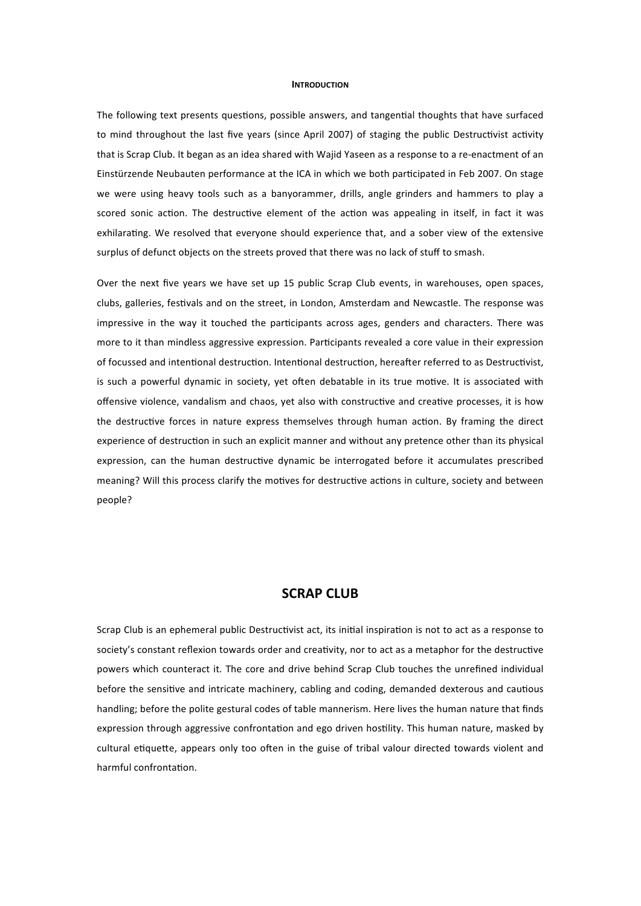## Introduction

The following text presents questions, possible answers, and tangential thoughts that have surfaced to mind throughout the last five years (since April 2007) of staging the public Destructivist activity that is Scrap Club. It began as an idea shared with Wajid Yaseen as a response to a re-enactment of an Einstürzende Neubauten performance at the ICA in which we both participated in Feb 2007. On stage we were using heavy tools such as a banyorammer, drills, angle grinders and hammers to play a scored sonic action. The destructive element of the action was appealing in itself, in fact it was exhilarating. We resolved that everyone should experience that, and a sober view of the extensive surplus of defunct objects on the streets proved that there was no lack of stuff to smash.

Over the next five years we have set up 15 public Scrap Club events, in warehouses, open spaces, clubs, galleries, festivals and on the street, in London, Amsterdam and Newcastle. The response was impressive in the way it touched the participants across ages, genders and characters. There was more to it than mindless aggressive expression. Participants revealed a core value in their expression of focussed and intentional destruction. Intentional destruction, hereafter referred to as Destructivist, is such a powerful dynamic in society, yet often debatable in its true motive. It is associated with offensive violence, vandalism and chaos, yet also with constructive and creative processes, it is how the destructive forces in nature express themselves through human action. By framing the direct experience of destruction in such an explicit manner and without any pretence other than its physical expression, can the human destructive dynamic be interrogated before it accumulates prescribed meaning? Will this process clarify the motives for destructive actions in culture, society and between people?

## SCRAP CLUB

Scrap Club is an ephemeral public Destructivist act, its initial inspiration is not to act as a response to society's constant reflexion towards order and creativity, nor to act as a metaphor for the destructive powers which counteract it. The core and drive behind Scrap Club touches the unrefined individual before the sensitive and intricate machinery, cabling and coding, demanded dexterous and cautious handling; before the polite gestural codes of table mannerism. Here lives the human nature that finds expression through aggressive confrontation and ego driven hostility. This human nature, masked by cultural etiquette, appears only too often in the guise of tribal valour directed towards violent and harmful confrontation.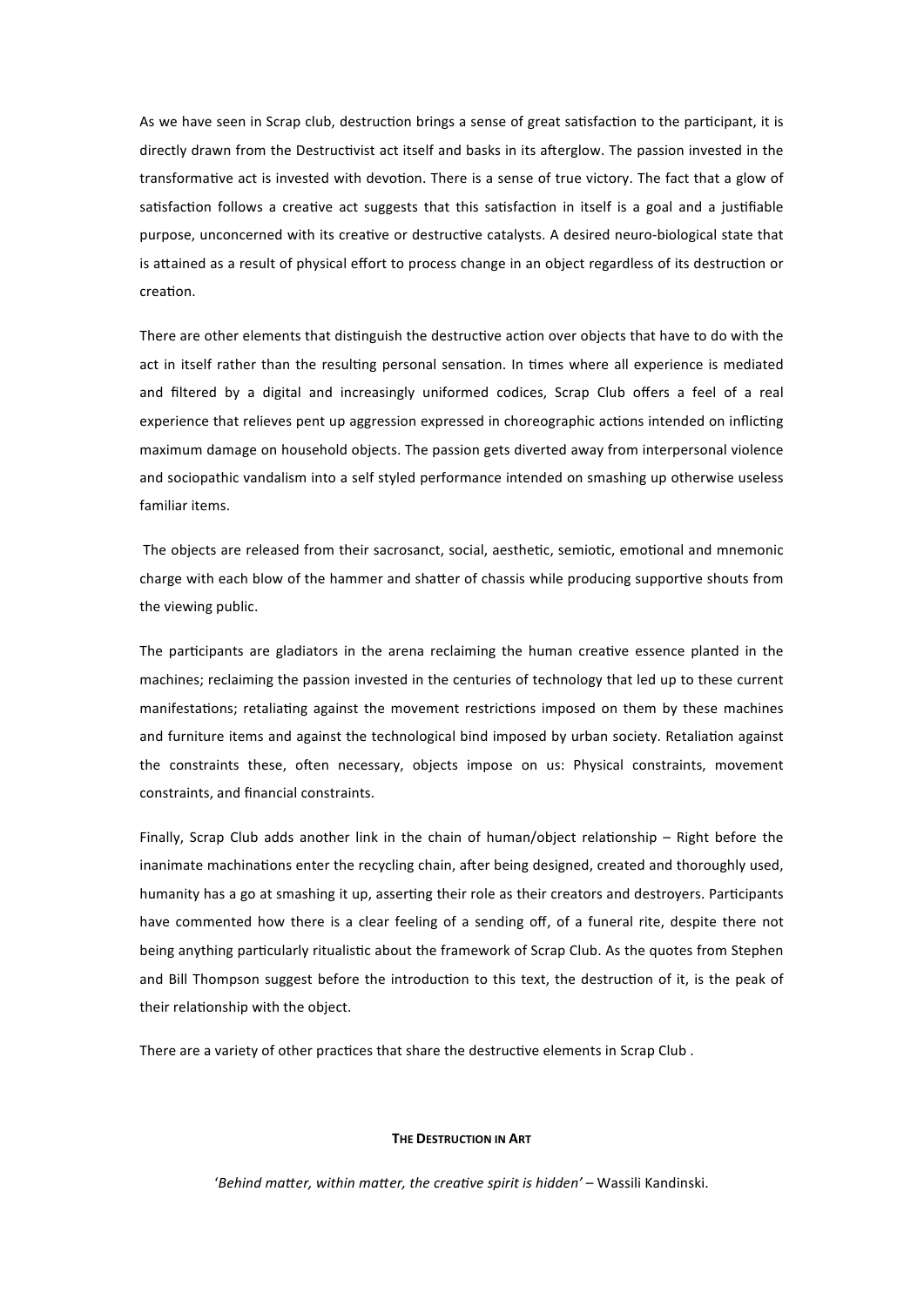As we have seen in Scrap club, destruction brings a sense of great satisfaction to the participant, it is directly drawn from the Destructivist act itself and basks in its afterglow. The passion invested in the transformative act is invested with devotion. There is a sense of true victory. The fact that a glow of satisfaction follows a creative act suggests that this satisfaction in itself is a goal and a justifiable purpose, unconcerned with its creative or destructive catalysts. A desired neuro-biological state that is attained as a result of physical effort to process change in an object regardless of its destruction or creation.

There are other elements that distinguish the destructive action over objects that have to do with the act in itself rather than the resulting personal sensation. In times where all experience is mediated and filtered by a digital and increasingly uniformed codices, Scrap Club offers a feel of a real experience that relieves pent up aggression expressed in choreographic actions intended on inflicting maximum damage on household objects. The passion gets diverted away from interpersonal violence and sociopathic vandalism into a self styled performance intended on smashing up otherwise useless familiar items.

The objects are released from their sacrosanct, social, aesthetic, semiotic, emotional and mnemonic charge with each blow of the hammer and shatter of chassis while producing supportive shouts from the viewing public.

The participants are gladiators in the arena reclaiming the human creative essence planted in the machines; reclaiming the passion invested in the centuries of technology that led up to these current manifestations; retaliating against the movement restrictions imposed on them by these machines and furniture items and against the technological bind imposed by urban society. Retaliation against the constraints these, often necessary, objects impose on us: Physical constraints, movement constraints, and financial constraints.

Finally, Scrap Club adds another link in the chain of human/object relationship – Right before the inanimate machinations enter the recycling chain, after being designed, created and thoroughly used, humanity has a go at smashing it up, asserting their role as their creators and destroyers. Participants have commented how there is a clear feeling of a sending off, of a funeral rite, despite there not being anything particularly ritualistic about the framework of Scrap Club. As the quotes from Stephen and Bill Thompson suggest before the introduction to this text, the destruction of it, is the peak of their relationship with the object.

There are a variety of other practices that share the destructive elements in Scrap Club .

## The Destruction in Art

'*Behind matter, within matter, the creative spirit is hidden*' – Wassili Kandinski.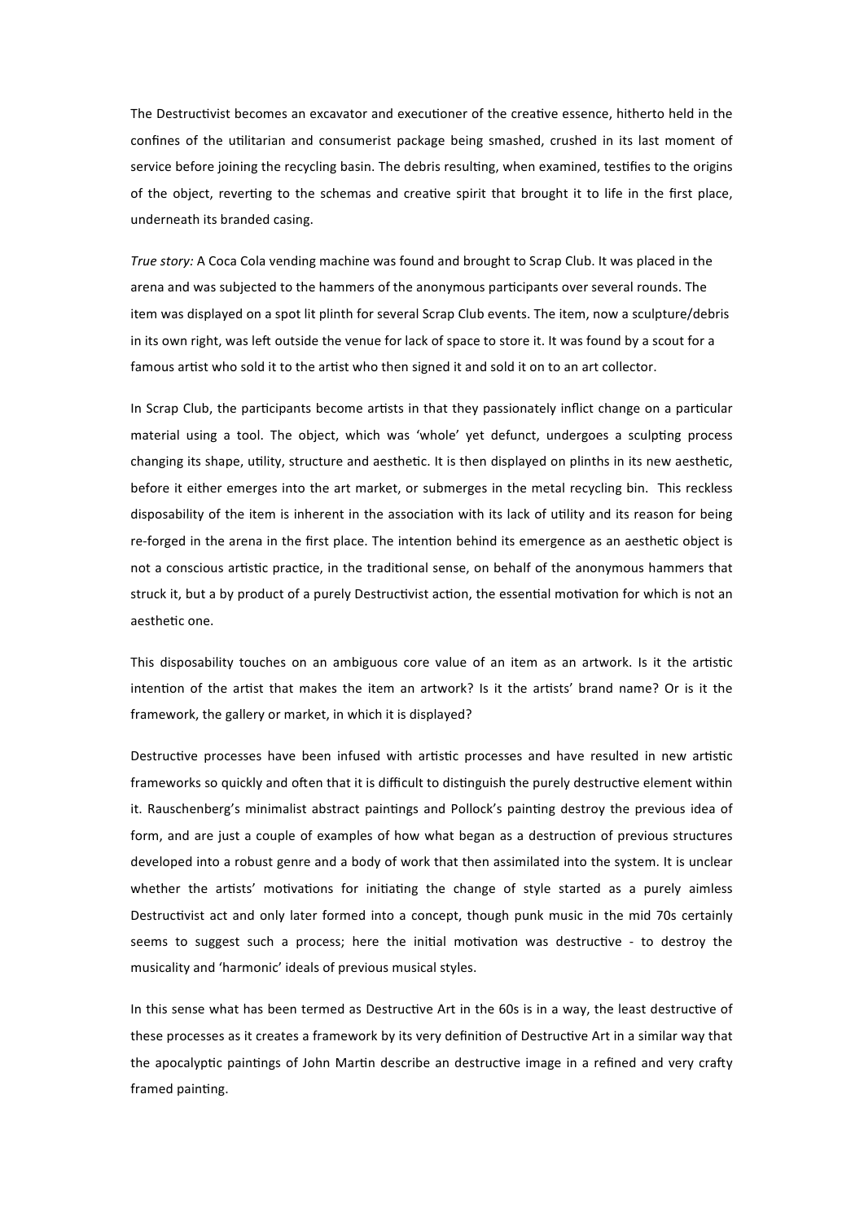The Destructivist becomes an excavator and executioner of the creative essence, hitherto held in the confines of the utilitarian and consumerist package being smashed, crushed in its last moment of service before joining the recycling basin. The debris resulting, when examined, testifies to the origins of the object, reverting to the schemas and creative spirit that brought it to life in the first place, underneath its branded casing.

*True story:* A Coca Cola vending machine was found and brought to Scrap Club. It was placed in the arena and was subjected to the hammers of the anonymous participants over several rounds. The item was displayed on a spot lit plinth for several Scrap Club events. The item, now a sculpture/debris in its own right, was left outside the venue for lack of space to store it. It was found by a scout for a famous artist who sold it to the artist who then signed it and sold it on to an art collector.

In Scrap Club, the participants become artists in that they passionately inflict change on a particular material using a tool. The object, which was 'whole' yet defunct, undergoes a sculpting process changing its shape, utility, structure and aesthetic. It is then displayed on plinths in its new aesthetic, before it either emerges into the art market, or submerges in the metal recycling bin. This reckless disposability of the item is inherent in the association with its lack of utility and its reason for being re-forged in the arena in the first place. The intention behind its emergence as an aesthetic object is not a conscious artistic practice, in the traditional sense, on behalf of the anonymous hammers that struck it, but a by product of a purely Destructivist action, the essential motivation for which is not an aesthetic one.

This disposability touches on an ambiguous core value of an item as an artwork. Is it the artistic intention of the artist that makes the item an artwork? Is it the artists' brand name? Or is it the framework, the gallery or market, in which it is displayed?

Destructive processes have been infused with artistic processes and have resulted in new artistic frameworks so quickly and often that it is difficult to distinguish the purely destructive element within it. Rauschenberg's minimalist abstract paintings and Pollock's painting destroy the previous idea of form, and are just a couple of examples of how what began as a destruction of previous structures developed into a robust genre and a body of work that then assimilated into the system. It is unclear whether the artists' motivations for initiating the change of style started as a purely aimless Destructivist act and only later formed into a concept, though punk music in the mid 70s certainly seems to suggest such a process; here the initial motivation was destructive - to destroy the musicality and 'harmonic' ideals of previous musical styles.

In this sense what has been termed as Destructive Art in the 60s is in a way, the least destructive of these processes as it creates a framework by its very definition of Destructive Art in a similar way that the apocalyptic paintings of John Martin describe an destructive image in a refined and very crafty framed painting.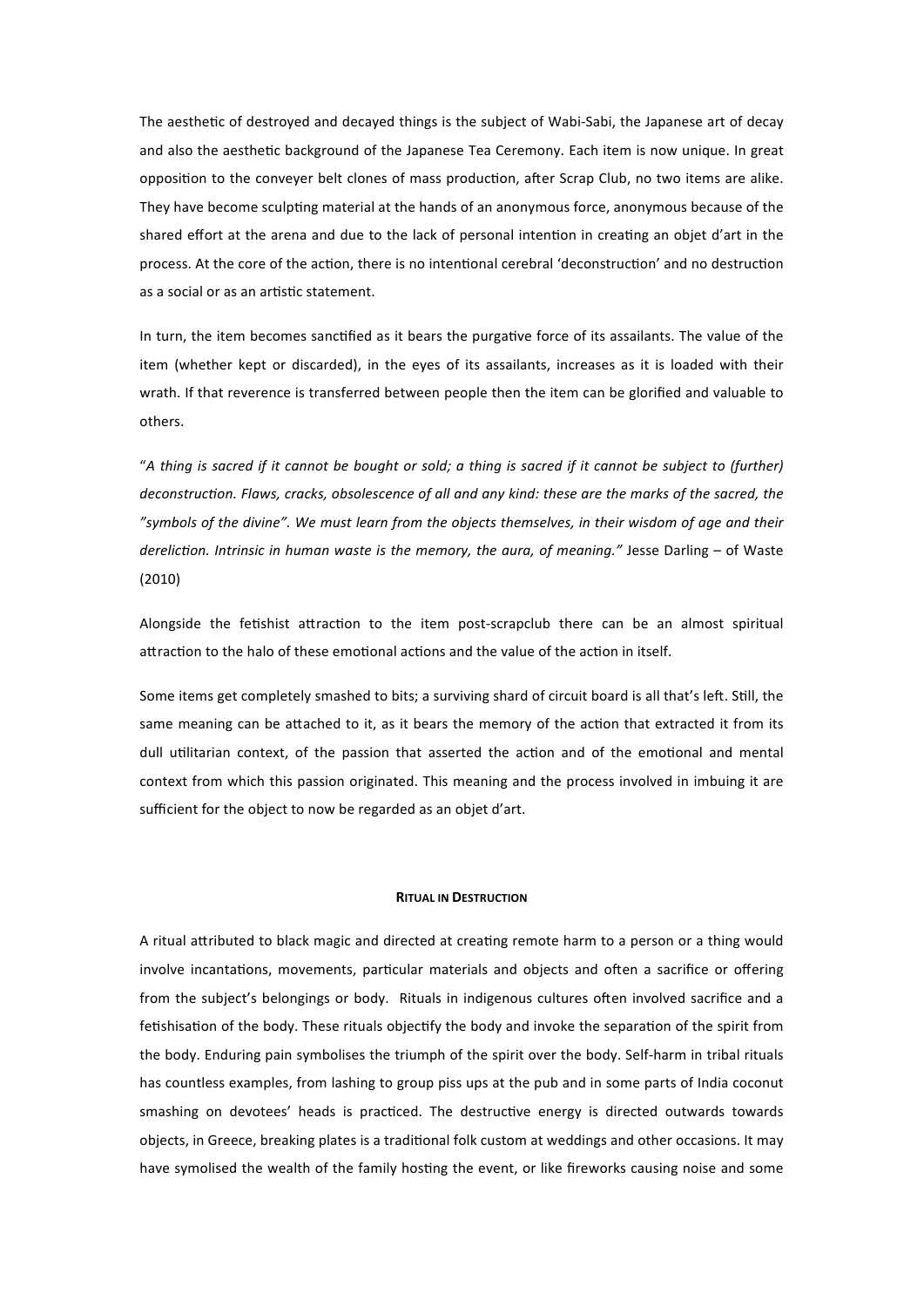The aesthetic of destroyed and decayed things is the subject of Wabi-Sabi, the Japanese art of decay and also the aesthetic background of the Japanese Tea Ceremony. Each item is now unique. In great opposition to the conveyer belt clones of mass production, after Scrap Club, no two items are alike. They have become sculpting material at the hands of an anonymous force, anonymous because of the shared effort at the arena and due to the lack of personal intention in creating an objet d'art in the process. At the core of the action, there is no intentional cerebral 'deconstruction' and no destruction as a social or as an artistic statement.

In turn, the item becomes sanctified as it bears the purgative force of its assailants. The value of the item (whether kept or discarded), in the eyes of its assailants, increases as it is loaded with their wrath. If that reverence is transferred between people then the item can be glorified and valuable to others.

"*A thing is sacred if it cannot be bought or sold; a thing is sacred if it cannot be subject to (further) deconstruction. Flaws, cracks, obsolescence of all and any kind: these are the marks of the sacred, the "symbols of the divine". We must learn from the objects themselves, in their wisdom of age and their dereliction. Intrinsic in human waste is the memory, the aura, of meaning."* Jesse Darling – of Waste (2010)

Alongside the fetishist attraction to the item post-scrapclub there can be an almost spiritual attraction to the halo of these emotional actions and the value of the action in itself.

Some items get completely smashed to bits; a surviving shard of circuit board is all that's left. Still, the same meaning can be attached to it, as it bears the memory of the action that extracted it from its dull utilitarian context, of the passion that asserted the action and of the emotional and mental context from which this passion originated. This meaning and the process involved in imbuing it are sufficient for the object to now be regarded as an objet d'art.

## Ritual in Destruction

A ritual attributed to black magic and directed at creating remote harm to a person or a thing would involve incantations, movements, particular materials and objects and often a sacrifice or offering from the subject's belongings or body. Rituals in indigenous cultures often involved sacrifice and a fetishisation of the body. These rituals objectify the body and invoke the separation of the spirit from the body. Enduring pain symbolises the triumph of the spirit over the body. Self-harm in tribal rituals has countless examples, from lashing to group piss ups at the pub and in some parts of India coconut smashing on devotees' heads is practiced. The destructive energy is directed outwards towards objects, in Greece, breaking plates is a traditional folk custom at weddings and other occasions. It may have symolised the wealth of the family hosting the event, or like fireworks causing noise and some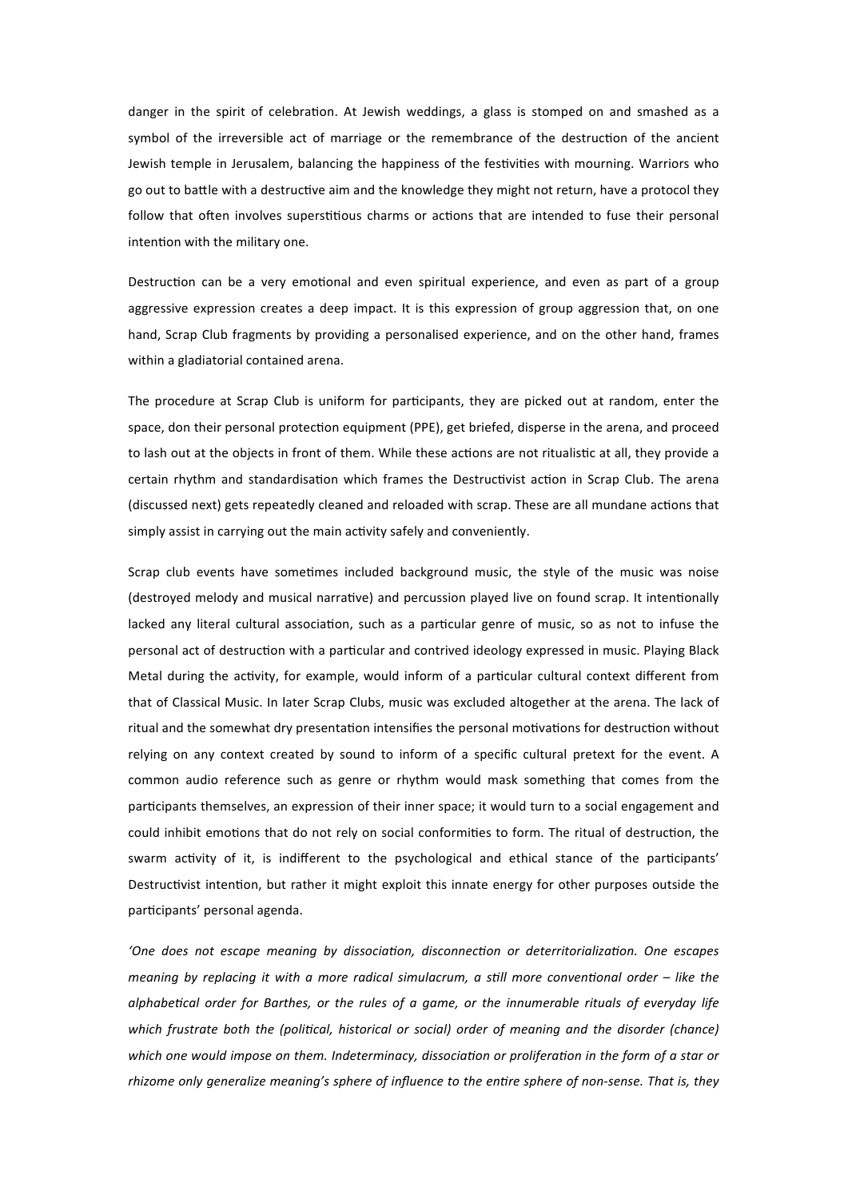danger in the spirit of celebration. At Jewish weddings, a glass is stomped on and smashed as a symbol of the irreversible act of marriage or the remembrance of the destruction of the ancient Jewish temple in Jerusalem, balancing the happiness of the festivities with mourning. Warriors who go out to battle with a destructive aim and the knowledge they might not return, have a protocol they follow that often involves superstitious charms or actions that are intended to fuse their personal intention with the military one.

Destruction can be a very emotional and even spiritual experience, and even as part of a group aggressive expression creates a deep impact. It is this expression of group aggression that, on one hand, Scrap Club fragments by providing a personalised experience, and on the other hand, frames within a gladiatorial contained arena.

The procedure at Scrap Club is uniform for participants, they are picked out at random, enter the space, don their personal protection equipment (PPE), get briefed, disperse in the arena, and proceed to lash out at the objects in front of them. While these actions are not ritualistic at all, they provide a certain rhythm and standardisation which frames the Destructivist action in Scrap Club. The arena (discussed next) gets repeatedly cleaned and reloaded with scrap. These are all mundane actions that simply assist in carrying out the main activity safely and conveniently.

Scrap club events have sometimes included background music, the style of the music was noise (destroyed melody and musical narrative) and percussion played live on found scrap. It intentionally lacked any literal cultural association, such as a particular genre of music, so as not to infuse the personal act of destruction with a particular and contrived ideology expressed in music. Playing Black Metal during the activity, for example, would inform of a particular cultural context different from that of Classical Music. In later Scrap Clubs, music was excluded altogether at the arena. The lack of ritual and the somewhat dry presentation intensifies the personal motivations for destruction without relying on any context created by sound to inform of a specific cultural pretext for the event. A common audio reference such as genre or rhythm would mask something that comes from the participants themselves, an expression of their inner space; it would turn to a social engagement and could inhibit emotions that do not rely on social conformities to form. The ritual of destruction, the swarm activity of it, is indifferent to the psychological and ethical stance of the participants' Destructivist intention, but rather it might exploit this innate energy for other purposes outside the participants' personal agenda.

*'One does not escape meaning by dissociation, disconnection or deterritorialization. One escapes meaning by replacing it with a more radical simulacrum, a still more conventional order – like the alphabetical order for Barthes, or the rules of a game, or the innumerable rituals of everyday life which frustrate both the (political, historical or social) order of meaning and the disorder (chance) which one would impose on them. Indeterminacy, dissociation or proliferation in the form of a star or rhizome only generalize meaning's sphere of influence to the entire sphere of non-sense. That is, they*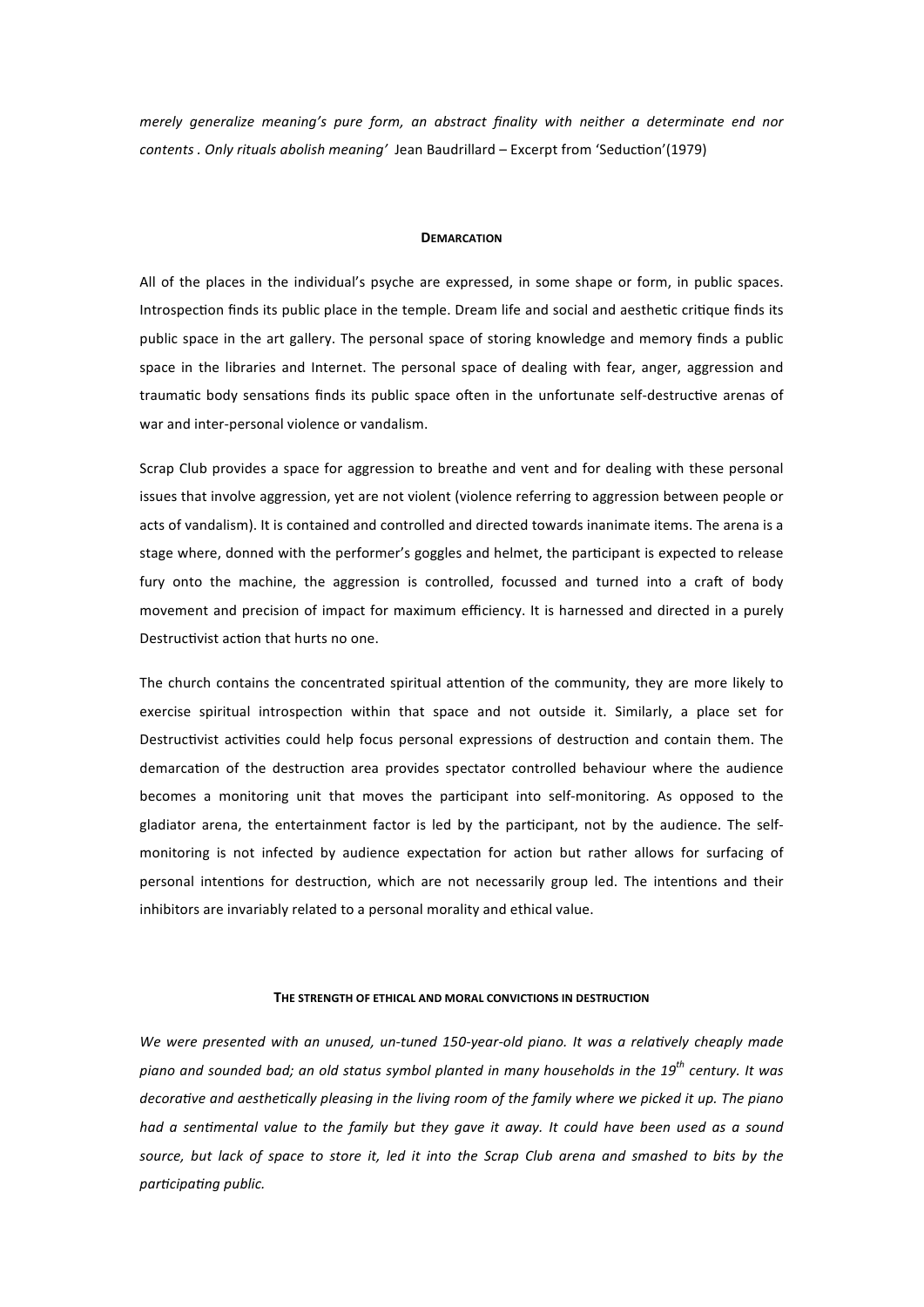*merely generalize meaning's pure form, an abstract finality with neither a determinate end nor contents . Only rituals abolish meaning'* Jean Baudrillard – Excerpt from 'Seduction'(1979)

## Demarcation

All of the places in the individual's psyche are expressed, in some shape or form, in public spaces. Introspection finds its public place in the temple. Dream life and social and aesthetic critique finds its public space in the art gallery. The personal space of storing knowledge and memory finds a public space in the libraries and Internet. The personal space of dealing with fear, anger, aggression and traumatic body sensations finds its public space often in the unfortunate self-destructive arenas of war and inter-personal violence or vandalism.

Scrap Club provides a space for aggression to breathe and vent and for dealing with these personal issues that involve aggression, yet are not violent (violence referring to aggression between people or acts of vandalism). It is contained and controlled and directed towards inanimate items. The arena is a stage where, donned with the performer's goggles and helmet, the participant is expected to release fury onto the machine, the aggression is controlled, focussed and turned into a craft of body movement and precision of impact for maximum efficiency. It is harnessed and directed in a purely Destructivist action that hurts no one.

The church contains the concentrated spiritual attention of the community, they are more likely to exercise spiritual introspection within that space and not outside it. Similarly, a place set for Destructivist activities could help focus personal expressions of destruction and contain them. The demarcation of the destruction area provides spectator controlled behaviour where the audience becomes a monitoring unit that moves the participant into self-monitoring. As opposed to the gladiator arena, the entertainment factor is led by the participant, not by the audience. The self-monitoring is not infected by audience expectation for action but rather allows for surfacing of personal intentions for destruction, which are not necessarily group led. The intentions and their inhibitors are invariably related to a personal morality and ethical value.

## The strength of ethical and moral convictions in destruction

*We were presented with an unused, un-tuned 150-year-old piano. It was a relatively cheaply made piano and sounded bad; an old status symbol planted in many households in the 19th century. It was decorative and aesthetically pleasing in the living room of the family where we picked it up. The piano had a sentimental value to the family but they gave it away. It could have been used as a sound source, but lack of space to store it, led it into the Scrap Club arena and smashed to bits by the participating public.*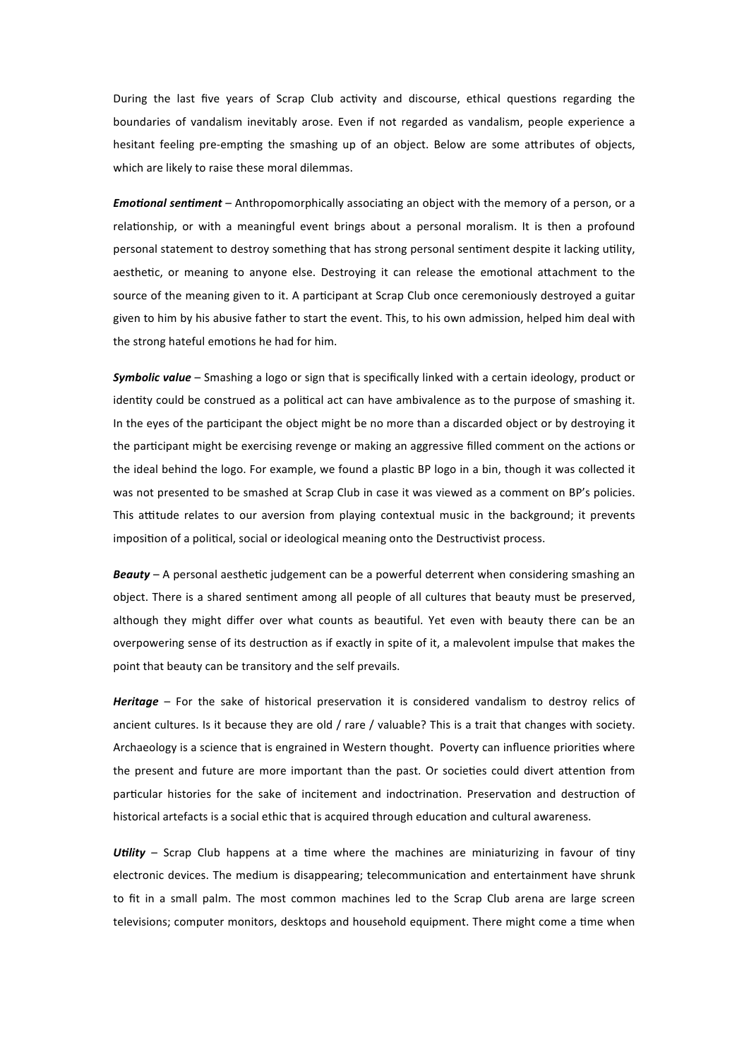During the last five years of Scrap Club activity and discourse, ethical questions regarding the boundaries of vandalism inevitably arose. Even if not regarded as vandalism, people experience a hesitant feeling pre-empting the smashing up of an object. Below are some attributes of objects, which are likely to raise these moral dilemmas.

***Emotional sentiment*** – Anthropomorphically associating an object with the memory of a person, or a relationship, or with a meaningful event brings about a personal moralism. It is then a profound personal statement to destroy something that has strong personal sentiment despite it lacking utility, aesthetic, or meaning to anyone else. Destroying it can release the emotional attachment to the source of the meaning given to it. A participant at Scrap Club once ceremoniously destroyed a guitar given to him by his abusive father to start the event. This, to his own admission, helped him deal with the strong hateful emotions he had for him.

***Symbolic value*** – Smashing a logo or sign that is specifically linked with a certain ideology, product or identity could be construed as a political act can have ambivalence as to the purpose of smashing it. In the eyes of the participant the object might be no more than a discarded object or by destroying it the participant might be exercising revenge or making an aggressive filled comment on the actions or the ideal behind the logo. For example, we found a plastic BP logo in a bin, though it was collected it was not presented to be smashed at Scrap Club in case it was viewed as a comment on BP's policies. This attitude relates to our aversion from playing contextual music in the background; it prevents imposition of a political, social or ideological meaning onto the Destructivist process.

***Beauty*** – A personal aesthetic judgement can be a powerful deterrent when considering smashing an object. There is a shared sentiment among all people of all cultures that beauty must be preserved, although they might differ over what counts as beautiful. Yet even with beauty there can be an overpowering sense of its destruction as if exactly in spite of it, a malevolent impulse that makes the point that beauty can be transitory and the self prevails.

***Heritage*** – For the sake of historical preservation it is considered vandalism to destroy relics of ancient cultures. Is it because they are old / rare / valuable? This is a trait that changes with society. Archaeology is a science that is engrained in Western thought. Poverty can influence priorities where the present and future are more important than the past. Or societies could divert attention from particular histories for the sake of incitement and indoctrination. Preservation and destruction of historical artefacts is a social ethic that is acquired through education and cultural awareness.

***Utility*** – Scrap Club happens at a time where the machines are miniaturizing in favour of tiny electronic devices. The medium is disappearing; telecommunication and entertainment have shrunk to fit in a small palm. The most common machines led to the Scrap Club arena are large screen televisions; computer monitors, desktops and household equipment. There might come a time when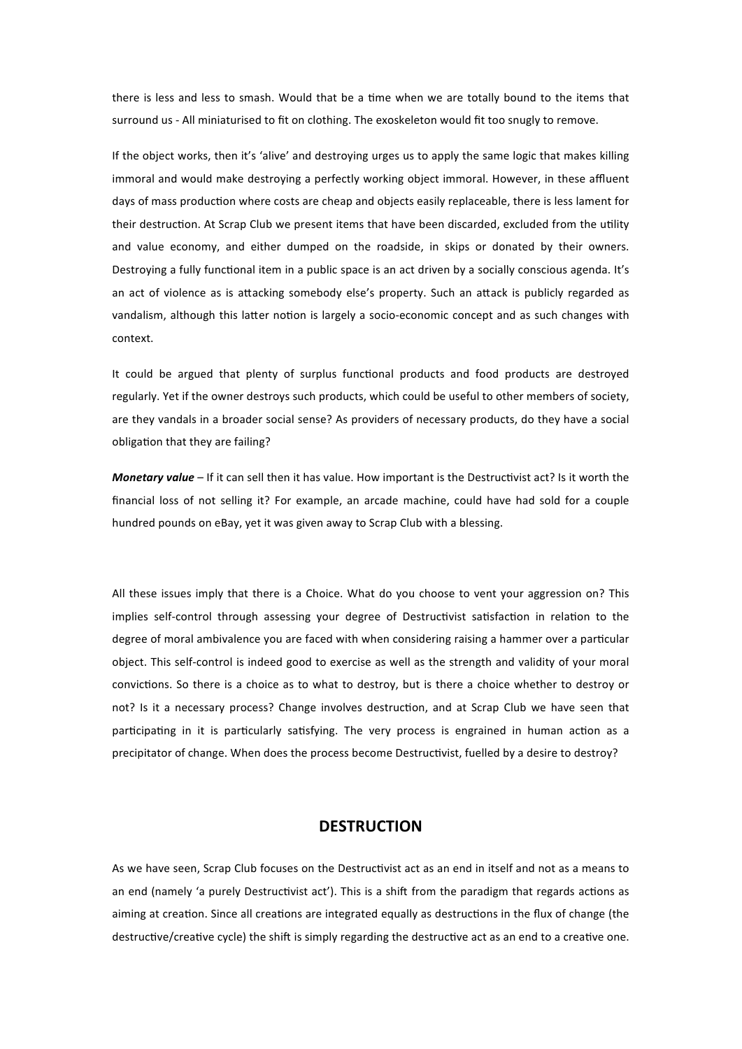there is less and less to smash. Would that be a time when we are totally bound to the items that surround us - All miniaturised to fit on clothing. The exoskeleton would fit too snugly to remove.

If the object works, then it's 'alive' and destroying urges us to apply the same logic that makes killing immoral and would make destroying a perfectly working object immoral. However, in these affluent days of mass production where costs are cheap and objects easily replaceable, there is less lament for their destruction. At Scrap Club we present items that have been discarded, excluded from the utility and value economy, and either dumped on the roadside, in skips or donated by their owners. Destroying a fully functional item in a public space is an act driven by a socially conscious agenda. It's an act of violence as is attacking somebody else's property. Such an attack is publicly regarded as vandalism, although this latter notion is largely a socio-economic concept and as such changes with context.

It could be argued that plenty of surplus functional products and food products are destroyed regularly. Yet if the owner destroys such products, which could be useful to other members of society, are they vandals in a broader social sense? As providers of necessary products, do they have a social obligation that they are failing?

***Monetary value*** – If it can sell then it has value. How important is the Destructivist act? Is it worth the financial loss of not selling it? For example, an arcade machine, could have had sold for a couple hundred pounds on eBay, yet it was given away to Scrap Club with a blessing.

All these issues imply that there is a Choice. What do you choose to vent your aggression on? This implies self-control through assessing your degree of Destructivist satisfaction in relation to the degree of moral ambivalence you are faced with when considering raising a hammer over a particular object. This self-control is indeed good to exercise as well as the strength and validity of your moral convictions. So there is a choice as to what to destroy, but is there a choice whether to destroy or not? Is it a necessary process? Change involves destruction, and at Scrap Club we have seen that participating in it is particularly satisfying. The very process is engrained in human action as a precipitator of change. When does the process become Destructivist, fuelled by a desire to destroy?

## DESTRUCTION

As we have seen, Scrap Club focuses on the Destructivist act as an end in itself and not as a means to an end (namely 'a purely Destructivist act'). This is a shift from the paradigm that regards actions as aiming at creation. Since all creations are integrated equally as destructions in the flux of change (the destructive/creative cycle) the shift is simply regarding the destructive act as an end to a creative one.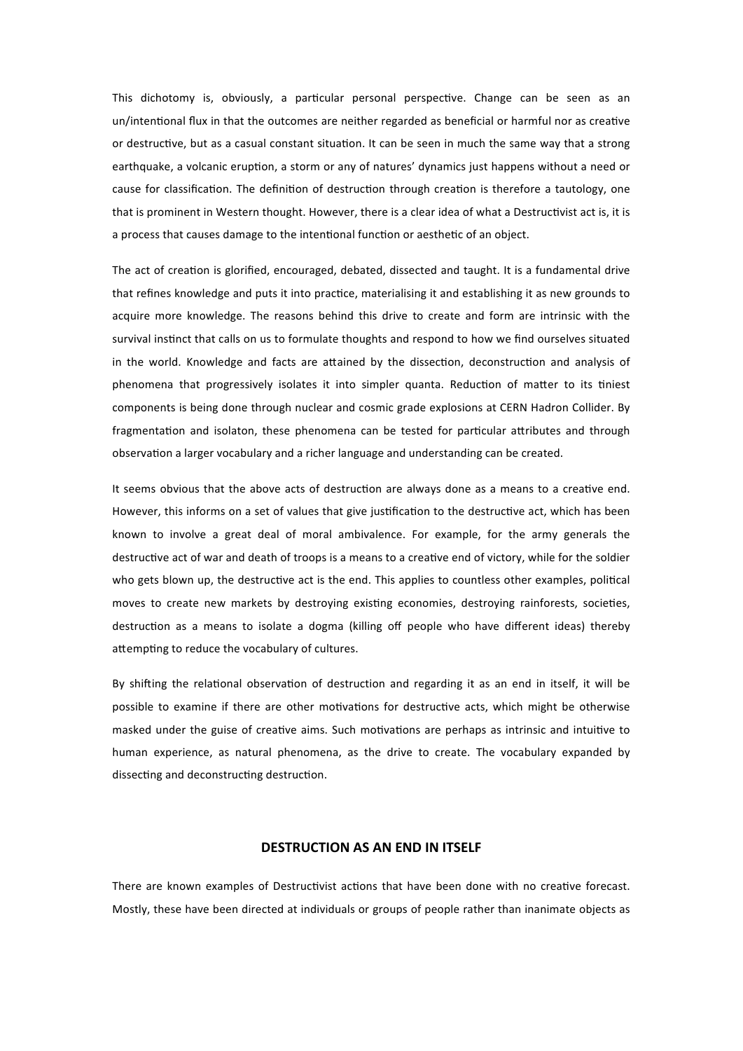This dichotomy is, obviously, a particular personal perspective. Change can be seen as an un/intentional flux in that the outcomes are neither regarded as beneficial or harmful nor as creative or destructive, but as a casual constant situation. It can be seen in much the same way that a strong earthquake, a volcanic eruption, a storm or any of natures' dynamics just happens without a need or cause for classification. The definition of destruction through creation is therefore a tautology, one that is prominent in Western thought. However, there is a clear idea of what a Destructivist act is, it is a process that causes damage to the intentional function or aesthetic of an object.

The act of creation is glorified, encouraged, debated, dissected and taught. It is a fundamental drive that refines knowledge and puts it into practice, materialising it and establishing it as new grounds to acquire more knowledge. The reasons behind this drive to create and form are intrinsic with the survival instinct that calls on us to formulate thoughts and respond to how we find ourselves situated in the world. Knowledge and facts are attained by the dissection, deconstruction and analysis of phenomena that progressively isolates it into simpler quanta. Reduction of matter to its tiniest components is being done through nuclear and cosmic grade explosions at CERN Hadron Collider. By fragmentation and isolaton, these phenomena can be tested for particular attributes and through observation a larger vocabulary and a richer language and understanding can be created.

It seems obvious that the above acts of destruction are always done as a means to a creative end. However, this informs on a set of values that give justification to the destructive act, which has been known to involve a great deal of moral ambivalence. For example, for the army generals the destructive act of war and death of troops is a means to a creative end of victory, while for the soldier who gets blown up, the destructive act is the end. This applies to countless other examples, political moves to create new markets by destroying existing economies, destroying rainforests, societies, destruction as a means to isolate a dogma (killing off people who have different ideas) thereby attempting to reduce the vocabulary of cultures.

By shifting the relational observation of destruction and regarding it as an end in itself, it will be possible to examine if there are other motivations for destructive acts, which might be otherwise masked under the guise of creative aims. Such motivations are perhaps as intrinsic and intuitive to human experience, as natural phenomena, as the drive to create. The vocabulary expanded by dissecting and deconstructing destruction.

## DESTRUCTION AS AN END IN ITSELF

There are known examples of Destructivist actions that have been done with no creative forecast. Mostly, these have been directed at individuals or groups of people rather than inanimate objects as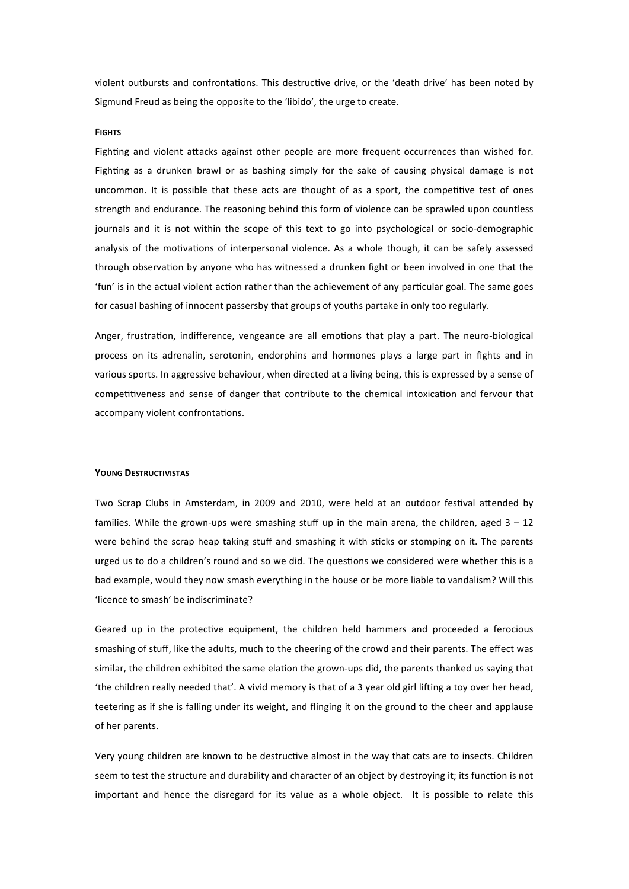violent outbursts and confrontations. This destructive drive, or the 'death drive' has been noted by Sigmund Freud as being the opposite to the 'libido', the urge to create.

#### FIGHTS

Fighting and violent attacks against other people are more frequent occurrences than wished for. Fighting as a drunken brawl or as bashing simply for the sake of causing physical damage is not uncommon. It is possible that these acts are thought of as a sport, the competitive test of ones strength and endurance. The reasoning behind this form of violence can be sprawled upon countless journals and it is not within the scope of this text to go into psychological or socio-demographic analysis of the motivations of interpersonal violence. As a whole though, it can be safely assessed through observation by anyone who has witnessed a drunken fight or been involved in one that the 'fun' is in the actual violent action rather than the achievement of any particular goal. The same goes for casual bashing of innocent passersby that groups of youths partake in only too regularly.

Anger, frustration, indifference, vengeance are all emotions that play a part. The neuro-biological process on its adrenalin, serotonin, endorphins and hormones plays a large part in fights and in various sports. In aggressive behaviour, when directed at a living being, this is expressed by a sense of competitiveness and sense of danger that contribute to the chemical intoxication and fervour that accompany violent confrontations.

#### YOUNG DESTRUCTIVISTAS

Two Scrap Clubs in Amsterdam, in 2009 and 2010, were held at an outdoor festival attended by families. While the grown-ups were smashing stuff up in the main arena, the children, aged 3 – 12 were behind the scrap heap taking stuff and smashing it with sticks or stomping on it. The parents urged us to do a children's round and so we did. The questions we considered were whether this is a bad example, would they now smash everything in the house or be more liable to vandalism? Will this 'licence to smash' be indiscriminate?

Geared up in the protective equipment, the children held hammers and proceeded a ferocious smashing of stuff, like the adults, much to the cheering of the crowd and their parents. The effect was similar, the children exhibited the same elation the grown-ups did, the parents thanked us saying that 'the children really needed that'. A vivid memory is that of a 3 year old girl lifting a toy over her head, teetering as if she is falling under its weight, and flinging it on the ground to the cheer and applause of her parents.

Very young children are known to be destructive almost in the way that cats are to insects. Children seem to test the structure and durability and character of an object by destroying it; its function is not important and hence the disregard for its value as a whole object. It is possible to relate this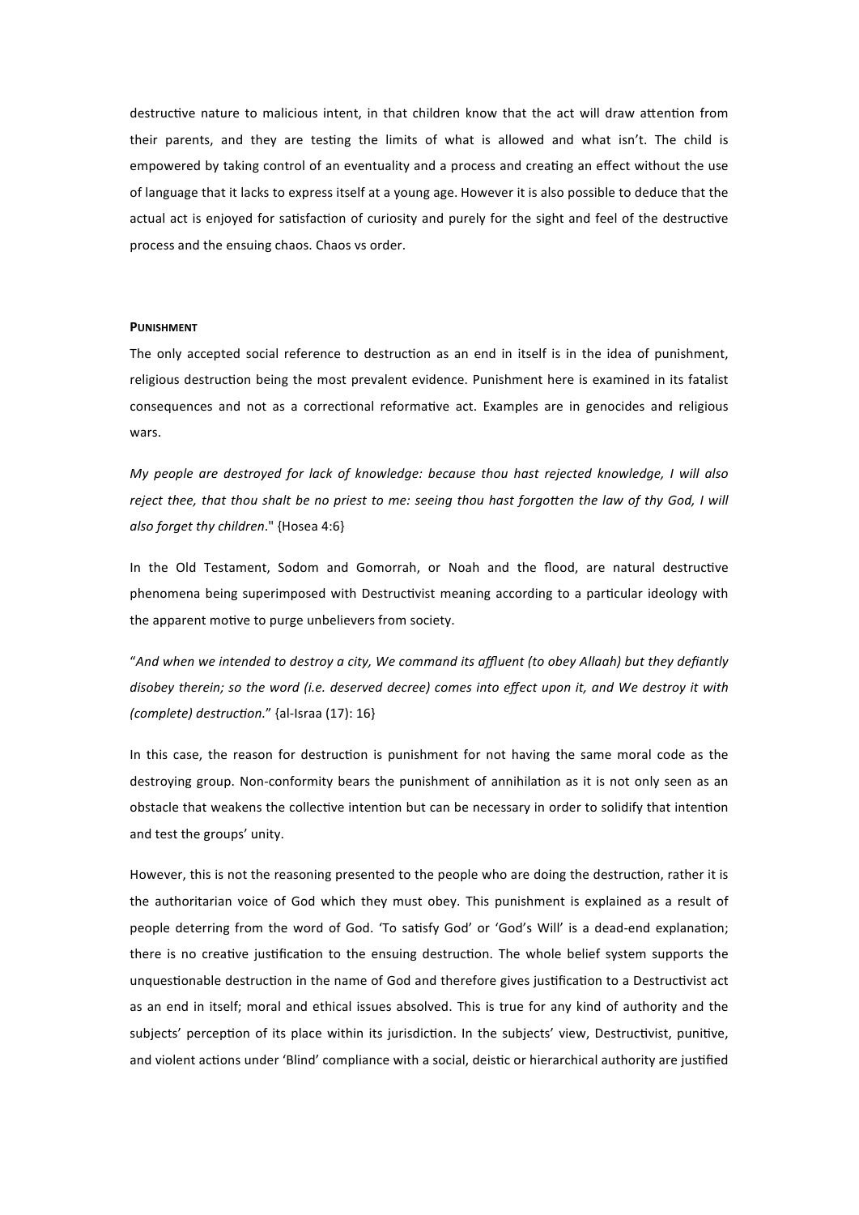destructive nature to malicious intent, in that children know that the act will draw attention from their parents, and they are testing the limits of what is allowed and what isn't. The child is empowered by taking control of an eventuality and a process and creating an effect without the use of language that it lacks to express itself at a young age. However it is also possible to deduce that the actual act is enjoyed for satisfaction of curiosity and purely for the sight and feel of the destructive process and the ensuing chaos. Chaos vs order.

**PUNISHMENT**

The only accepted social reference to destruction as an end in itself is in the idea of punishment, religious destruction being the most prevalent evidence. Punishment here is examined in its fatalist consequences and not as a correctional reformative act. Examples are in genocides and religious wars.

*My people are destroyed for lack of knowledge: because thou hast rejected knowledge, I will also reject thee, that thou shalt be no priest to me: seeing thou hast forgotten the law of thy God, I will also forget thy children*." {Hosea 4:6}

In the Old Testament, Sodom and Gomorrah, or Noah and the flood, are natural destructive phenomena being superimposed with Destructivist meaning according to a particular ideology with the apparent motive to purge unbelievers from society.

"*And when we intended to destroy a city, We command its affluent (to obey Allaah) but they defiantly disobey therein; so the word (i.e. deserved decree) comes into effect upon it, and We destroy it with (complete) destruction.*" {al-Israa (17): 16}

In this case, the reason for destruction is punishment for not having the same moral code as the destroying group. Non-conformity bears the punishment of annihilation as it is not only seen as an obstacle that weakens the collective intention but can be necessary in order to solidify that intention and test the groups' unity.

However, this is not the reasoning presented to the people who are doing the destruction, rather it is the authoritarian voice of God which they must obey. This punishment is explained as a result of people deterring from the word of God. 'To satisfy God' or 'God's Will' is a dead-end explanation; there is no creative justification to the ensuing destruction. The whole belief system supports the unquestionable destruction in the name of God and therefore gives justification to a Destructivist act as an end in itself; moral and ethical issues absolved. This is true for any kind of authority and the subjects' perception of its place within its jurisdiction. In the subjects' view, Destructivist, punitive, and violent actions under 'Blind' compliance with a social, deistic or hierarchical authority are justified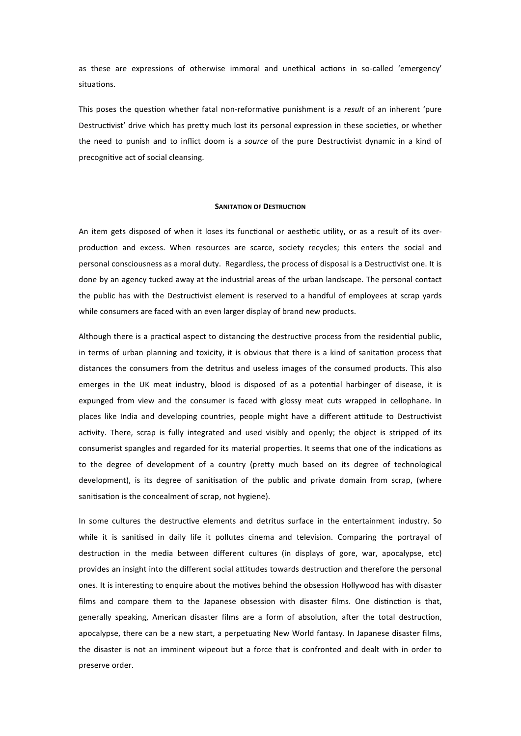as these are expressions of otherwise immoral and unethical actions in so-called 'emergency' situations.

This poses the question whether fatal non-reformative punishment is a *result* of an inherent 'pure Destructivist' drive which has pretty much lost its personal expression in these societies, or whether the need to punish and to inflict doom is a *source* of the pure Destructivist dynamic in a kind of precognitive act of social cleansing.

## **Sanitation of Destruction**

An item gets disposed of when it loses its functional or aesthetic utility, or as a result of its over-production and excess. When resources are scarce, society recycles; this enters the social and personal consciousness as a moral duty. Regardless, the process of disposal is a Destructivist one. It is done by an agency tucked away at the industrial areas of the urban landscape. The personal contact the public has with the Destructivist element is reserved to a handful of employees at scrap yards while consumers are faced with an even larger display of brand new products.

Although there is a practical aspect to distancing the destructive process from the residential public, in terms of urban planning and toxicity, it is obvious that there is a kind of sanitation process that distances the consumers from the detritus and useless images of the consumed products. This also emerges in the UK meat industry, blood is disposed of as a potential harbinger of disease, it is expunged from view and the consumer is faced with glossy meat cuts wrapped in cellophane. In places like India and developing countries, people might have a different attitude to Destructivist activity. There, scrap is fully integrated and used visibly and openly; the object is stripped of its consumerist spangles and regarded for its material properties. It seems that one of the indications as to the degree of development of a country (pretty much based on its degree of technological development), is its degree of sanitisation of the public and private domain from scrap, (where sanitisation is the concealment of scrap, not hygiene).

In some cultures the destructive elements and detritus surface in the entertainment industry. So while it is sanitised in daily life it pollutes cinema and television. Comparing the portrayal of destruction in the media between different cultures (in displays of gore, war, apocalypse, etc) provides an insight into the different social attitudes towards destruction and therefore the personal ones. It is interesting to enquire about the motives behind the obsession Hollywood has with disaster films and compare them to the Japanese obsession with disaster films. One distinction is that, generally speaking, American disaster films are a form of absolution, after the total destruction, apocalypse, there can be a new start, a perpetuating New World fantasy. In Japanese disaster films, the disaster is not an imminent wipeout but a force that is confronted and dealt with in order to preserve order.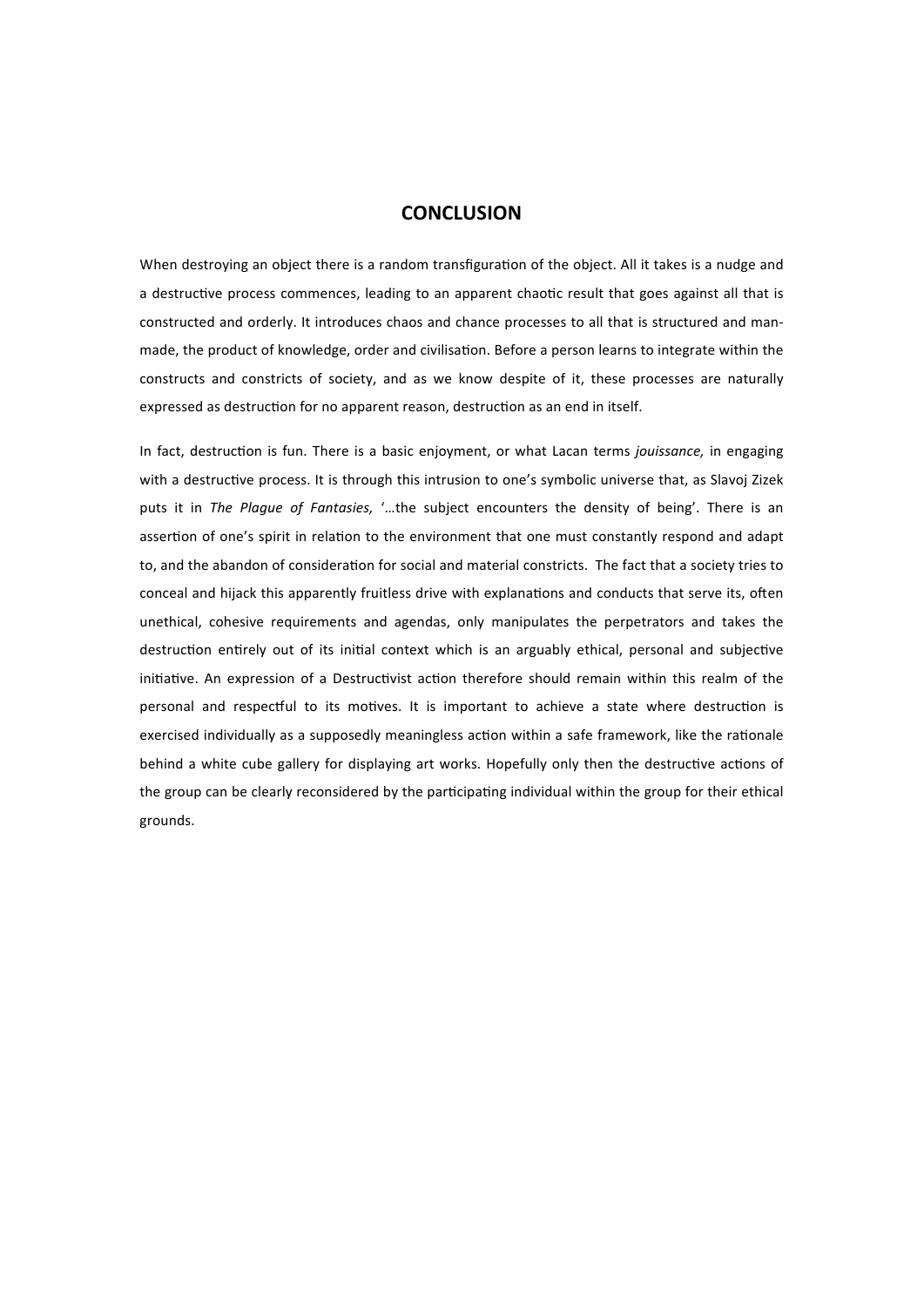## CONCLUSION

When destroying an object there is a random transfiguration of the object. All it takes is a nudge and a destructive process commences, leading to an apparent chaotic result that goes against all that is constructed and orderly. It introduces chaos and chance processes to all that is structured and man-made, the product of knowledge, order and civilisation. Before a person learns to integrate within the constructs and constricts of society, and as we know despite of it, these processes are naturally expressed as destruction for no apparent reason, destruction as an end in itself.

In fact, destruction is fun. There is a basic enjoyment, or what Lacan terms *jouissance,* in engaging with a destructive process. It is through this intrusion to one's symbolic universe that, as Slavoj Zizek puts it in *The Plague of Fantasies,* '…the subject encounters the density of being'. There is an assertion of one's spirit in relation to the environment that one must constantly respond and adapt to, and the abandon of consideration for social and material constricts. The fact that a society tries to conceal and hijack this apparently fruitless drive with explanations and conducts that serve its, often unethical, cohesive requirements and agendas, only manipulates the perpetrators and takes the destruction entirely out of its initial context which is an arguably ethical, personal and subjective initiative. An expression of a Destructivist action therefore should remain within this realm of the personal and respectful to its motives. It is important to achieve a state where destruction is exercised individually as a supposedly meaningless action within a safe framework, like the rationale behind a white cube gallery for displaying art works. Hopefully only then the destructive actions of the group can be clearly reconsidered by the participating individual within the group for their ethical grounds.